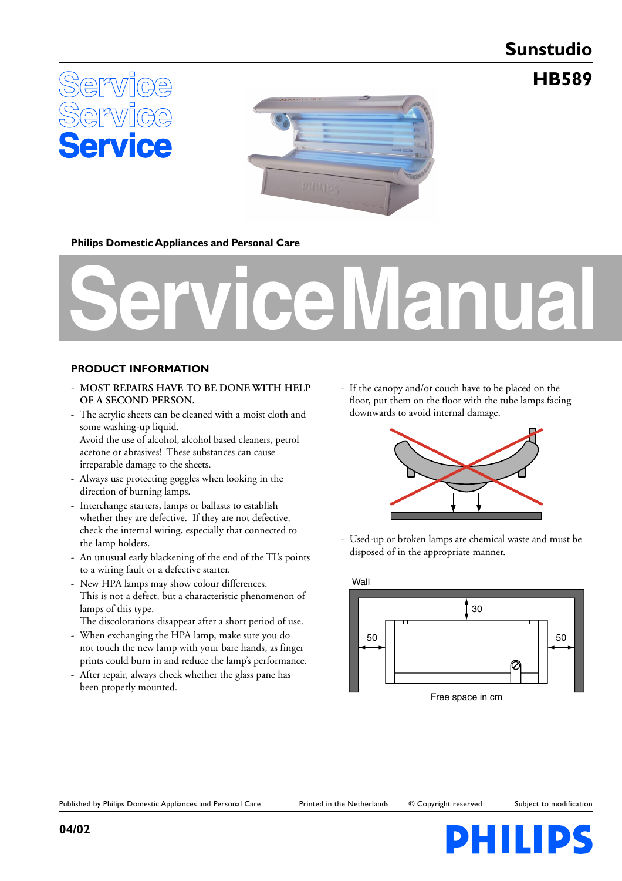# Sunstudio

## HB589

Service
Service
Service

Philips Domestic Appliances and Personal Care

# Service Manual

## PRODUCT INFORMATION

- MOST REPAIRS HAVE TO BE DONE WITH HELP OF A SECOND PERSON.
- The acrylic sheets can be cleaned with a moist cloth and some washing-up liquid.
  Avoid the use of alcohol, alcohol based cleaners, petrol acetone or abrasives! These substances can cause irreparable damage to the sheets.
- Always use protecting goggles when looking in the direction of burning lamps.
- Interchange starters, lamps or ballasts to establish whether they are defective. If they are not defective, check the internal wiring, especially that connected to the lamp holders.
- An unusual early blackening of the end of the TL's points to a wiring fault or a defective starter.
- New HPA lamps may show colour differences.
  This is not a defect, but a characteristic phenomenon of lamps of this type.
  The discolorations disappear after a short period of use.
- When exchanging the HPA lamp, make sure you do not touch the new lamp with your bare hands, as finger prints could burn in and reduce the lamp's performance.
- After repair, always check whether the glass pane has been properly mounted.
- If the canopy and/or couch have to be placed on the floor, put them on the floor with the tube lamps facing downwards to avoid internal damage.
- Used-up or broken lamps are chemical waste and must be disposed of in the appropriate manner.

Wall

30

50 50

Free space in cm

Published by Philips Domestic Appliances and Personal Care | Printed in the Netherlands | © Copyright reserved | Subject to modification

04/02

PHILIPS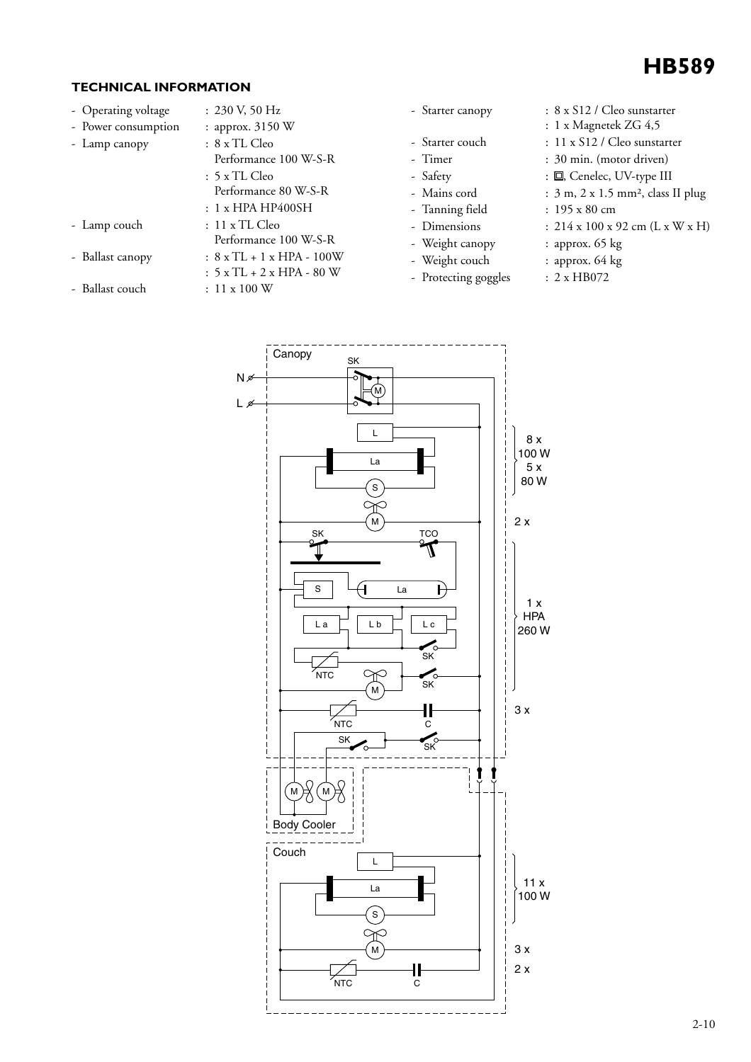# HB589

## TECHNICAL INFORMATION

- Operating voltage : 230 V, 50 Hz
- Power consumption : approx. 3150 W
- Lamp canopy : 8 x TL Cleo Performance 100 W-S-R
  : 5 x TL Cleo Performance 80 W-S-R
  : 1 x HPA HP400SH
- Lamp couch : 11 x TL Cleo Performance 100 W-S-R
- Ballast canopy : 8 x TL + 1 x HPA - 100W
  : 5 x TL + 2 x HPA - 80 W
- Ballast couch : 11 x 100 W
- Starter canopy : 8 x S12 / Cleo sunstarter
  : 1 x Magnetek ZG 4,5
- Starter couch : 11 x S12 / Cleo sunstarter
- Timer : 30 min. (motor driven)
- Safety : ▢, Cenelec, UV-type III
- Mains cord : 3 m, 2 x 1.5 mm², class II plug
- Tanning field : 195 x 80 cm
- Dimensions : 214 x 100 x 92 cm (L x W x H)
- Weight canopy : approx. 65 kg
- Weight couch : approx. 64 kg
- Protecting goggles : 2 x HB072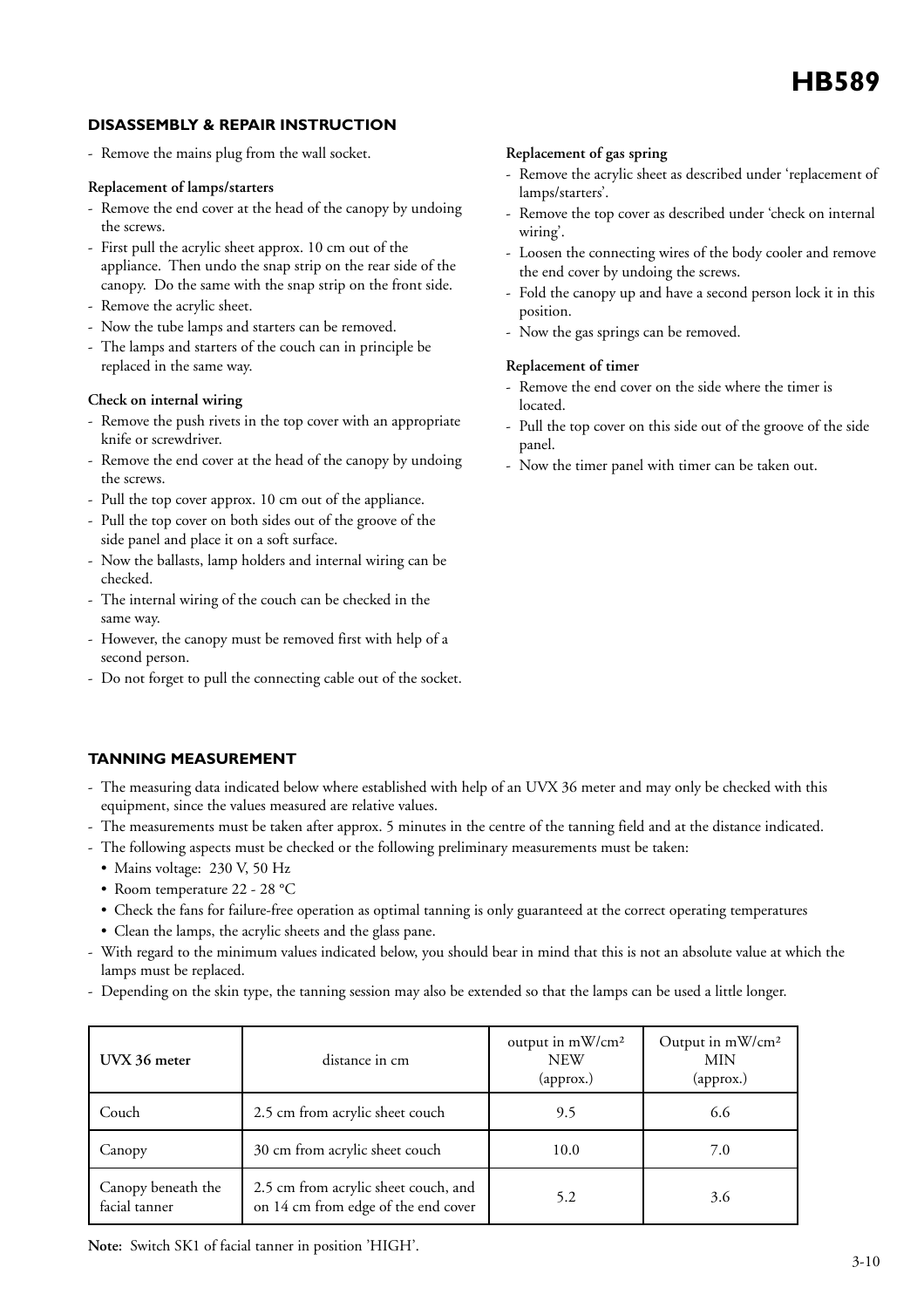## DISASSEMBLY & REPAIR INSTRUCTION

- Remove the mains plug from the wall socket.

**Replacement of lamps/starters**

- Remove the end cover at the head of the canopy by undoing the screws.
- First pull the acrylic sheet approx. 10 cm out of the appliance. Then undo the snap strip on the rear side of the canopy. Do the same with the snap strip on the front side.
- Remove the acrylic sheet.
- Now the tube lamps and starters can be removed.
- The lamps and starters of the couch can in principle be replaced in the same way.

**Check on internal wiring**

- Remove the push rivets in the top cover with an appropriate knife or screwdriver.
- Remove the end cover at the head of the canopy by undoing the screws.
- Pull the top cover approx. 10 cm out of the appliance.
- Pull the top cover on both sides out of the groove of the side panel and place it on a soft surface.
- Now the ballasts, lamp holders and internal wiring can be checked.
- The internal wiring of the couch can be checked in the same way.
- However, the canopy must be removed first with help of a second person.
- Do not forget to pull the connecting cable out of the socket.

**Replacement of gas spring**

- Remove the acrylic sheet as described under 'replacement of lamps/starters'.
- Remove the top cover as described under 'check on internal wiring'.
- Loosen the connecting wires of the body cooler and remove the end cover by undoing the screws.
- Fold the canopy up and have a second person lock it in this position.
- Now the gas springs can be removed.

**Replacement of timer**

- Remove the end cover on the side where the timer is located.
- Pull the top cover on this side out of the groove of the side panel.
- Now the timer panel with timer can be taken out.

## TANNING MEASUREMENT

- The measuring data indicated below where established with help of an UVX 36 meter and may only be checked with this equipment, since the values measured are relative values.
- The measurements must be taken after approx. 5 minutes in the centre of the tanning field and at the distance indicated.
- The following aspects must be checked or the following preliminary measurements must be taken:
  - Mains voltage: 230 V, 50 Hz
  - Room temperature 22 - 28 °C
  - Check the fans for failure-free operation as optimal tanning is only guaranteed at the correct operating temperatures
  - Clean the lamps, the acrylic sheets and the glass pane.
- With regard to the minimum values indicated below, you should bear in mind that this is not an absolute value at which the lamps must be replaced.
- Depending on the skin type, the tanning session may also be extended so that the lamps can be used a little longer.

| UVX 36 meter | distance in cm | output in mW/cm² NEW (approx.) | Output in mW/cm² MIN (approx.) |
|---|---|---|---|
| Couch | 2.5 cm from acrylic sheet couch | 9.5 | 6.6 |
| Canopy | 30 cm from acrylic sheet couch | 10.0 | 7.0 |
| Canopy beneath the facial tanner | 2.5 cm from acrylic sheet couch, and on 14 cm from edge of the end cover | 5.2 | 3.6 |

**Note:** Switch SK1 of facial tanner in position 'HIGH'.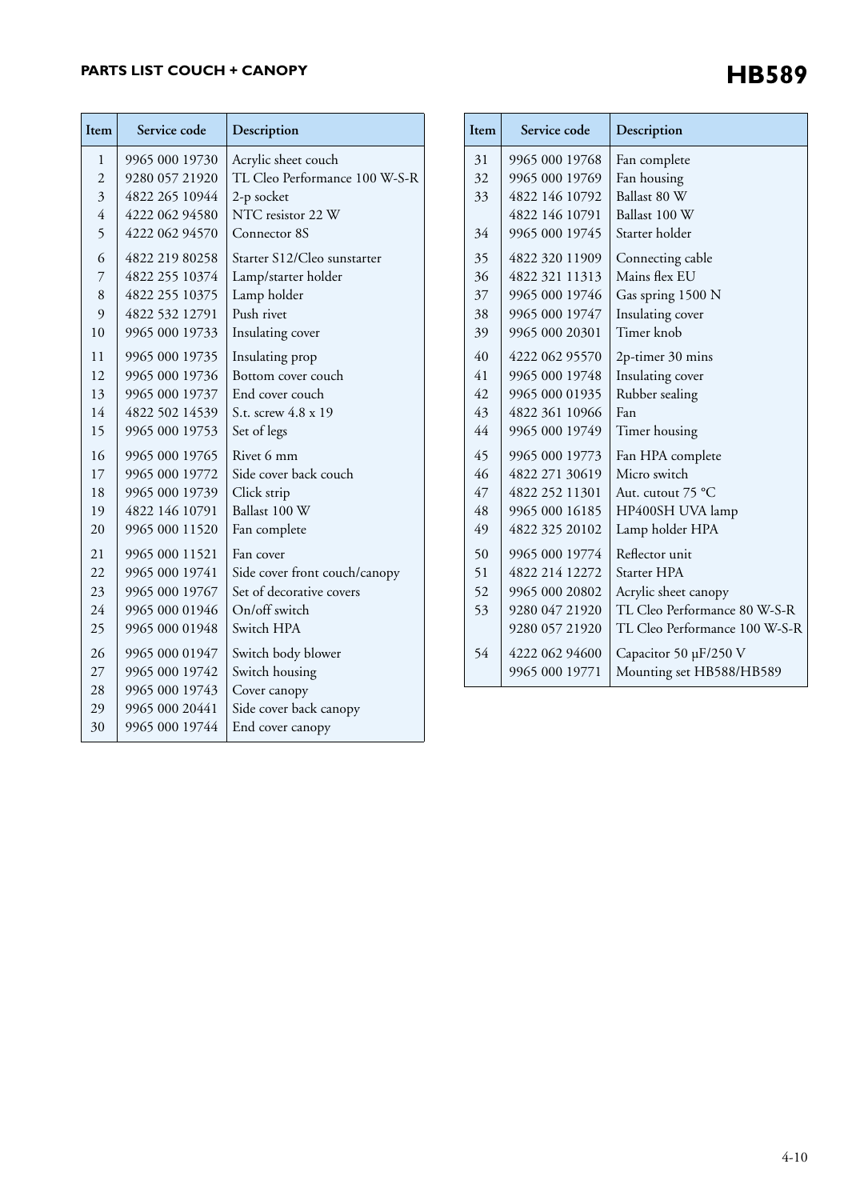## PARTS LIST COUCH + CANOPY

# HB589

| Item | Service code | Description |
|---|---|---|
| 1 | 9965 000 19730 | Acrylic sheet couch |
| 2 | 9280 057 21920 | TL Cleo Performance 100 W-S-R |
| 3 | 4822 265 10944 | 2-p socket |
| 4 | 4222 062 94580 | NTC resistor 22 W |
| 5 | 4222 062 94570 | Connector 8S |
| 6 | 4822 219 80258 | Starter S12/Cleo sunstarter |
| 7 | 4822 255 10374 | Lamp/starter holder |
| 8 | 4822 255 10375 | Lamp holder |
| 9 | 4822 532 12791 | Push rivet |
| 10 | 9965 000 19733 | Insulating cover |
| 11 | 9965 000 19735 | Insulating prop |
| 12 | 9965 000 19736 | Bottom cover couch |
| 13 | 9965 000 19737 | End cover couch |
| 14 | 4822 502 14539 | S.t. screw 4.8 x 19 |
| 15 | 9965 000 19753 | Set of legs |
| 16 | 9965 000 19765 | Rivet 6 mm |
| 17 | 9965 000 19772 | Side cover back couch |
| 18 | 9965 000 19739 | Click strip |
| 19 | 4822 146 10791 | Ballast 100 W |
| 20 | 9965 000 11520 | Fan complete |
| 21 | 9965 000 11521 | Fan cover |
| 22 | 9965 000 19741 | Side cover front couch/canopy |
| 23 | 9965 000 19767 | Set of decorative covers |
| 24 | 9965 000 01946 | On/off switch |
| 25 | 9965 000 01948 | Switch HPA |
| 26 | 9965 000 01947 | Switch body blower |
| 27 | 9965 000 19742 | Switch housing |
| 28 | 9965 000 19743 | Cover canopy |
| 29 | 9965 000 20441 | Side cover back canopy |
| 30 | 9965 000 19744 | End cover canopy |
| 31 | 9965 000 19768 | Fan complete |
| 32 | 9965 000 19769 | Fan housing |
| 33 | 4822 146 10792 | Ballast 80 W |
| | 4822 146 10791 | Ballast 100 W |
| 34 | 9965 000 19745 | Starter holder |
| 35 | 4822 320 11909 | Connecting cable |
| 36 | 4822 321 11313 | Mains flex EU |
| 37 | 9965 000 19746 | Gas spring 1500 N |
| 38 | 9965 000 19747 | Insulating cover |
| 39 | 9965 000 20301 | Timer knob |
| 40 | 4222 062 95570 | 2p-timer 30 mins |
| 41 | 9965 000 19748 | Insulating cover |
| 42 | 9965 000 01935 | Rubber sealing |
| 43 | 4822 361 10966 | Fan |
| 44 | 9965 000 19749 | Timer housing |
| 45 | 9965 000 19773 | Fan HPA complete |
| 46 | 4822 271 30619 | Micro switch |
| 47 | 4822 252 11301 | Aut. cutout 75 °C |
| 48 | 9965 000 16185 | HP400SH UVA lamp |
| 49 | 4822 325 20102 | Lamp holder HPA |
| 50 | 9965 000 19774 | Reflector unit |
| 51 | 4822 214 12272 | Starter HPA |
| 52 | 9965 000 20802 | Acrylic sheet canopy |
| 53 | 9280 047 21920 | TL Cleo Performance 80 W-S-R |
| | 9280 057 21920 | TL Cleo Performance 100 W-S-R |
| 54 | 4222 062 94600 | Capacitor 50 µF/250 V |
| | 9965 000 19771 | Mounting set HB588/HB589 |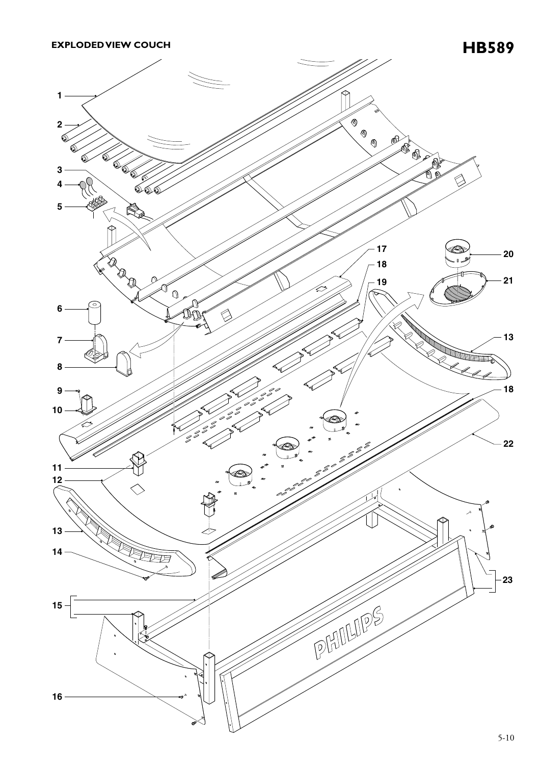## EXPLODED VIEW COUCH

# HB589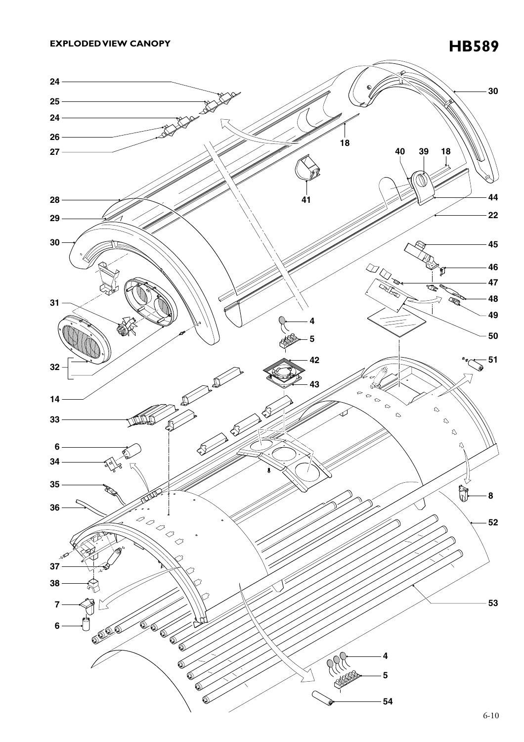**EXPLODED VIEW CANOPY**

# HB589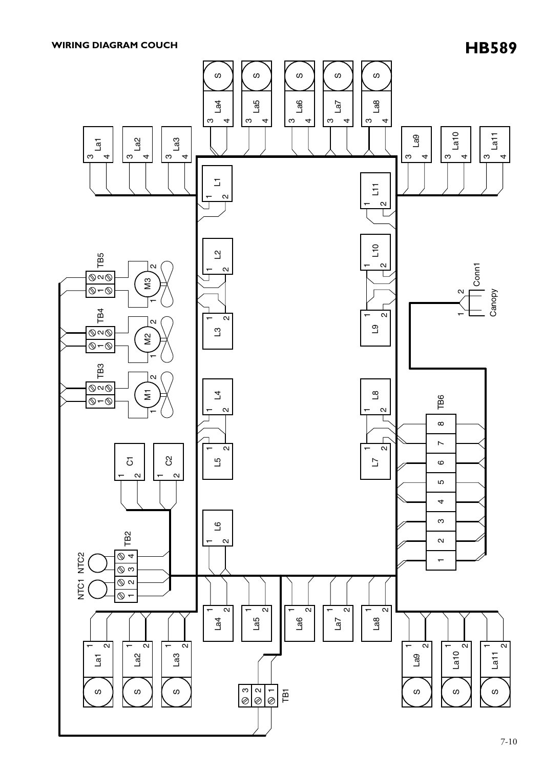# WIRING DIAGRAM COUCH

# HB589

La1 La2 La3 La4 La5 La6 La7 La8 La9 La10 La11

S S S S S

L1 L2 L3 L4 L5 L6 L7 L8 L9 L10 L11

TB1 TB2 TB3 TB4 TB5 TB6

M1 M2 M3

C1 C2

NTC1 NTC2

Conn1 Canopy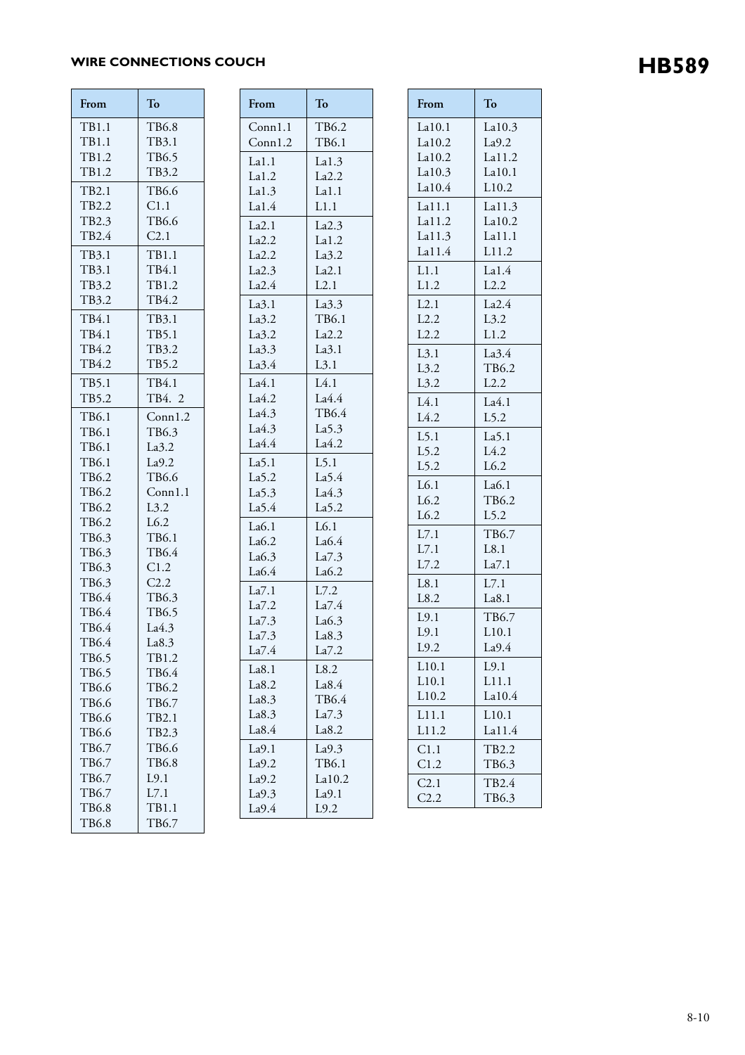## WIRE CONNECTIONS COUCH

# HB589

| From | To |
|---|---|
| TB1.1 | TB6.8 |
| TB1.1 | TB3.1 |
| TB1.2 | TB6.5 |
| TB1.2 | TB3.2 |
| TB2.1 | TB6.6 |
| TB2.2 | C1.1 |
| TB2.3 | TB6.6 |
| TB2.4 | C2.1 |
| TB3.1 | TB1.1 |
| TB3.1 | TB4.1 |
| TB3.2 | TB1.2 |
| TB3.2 | TB4.2 |
| TB4.1 | TB3.1 |
| TB4.1 | TB5.1 |
| TB4.2 | TB3.2 |
| TB4.2 | TB5.2 |
| TB5.1 | TB4.1 |
| TB5.2 | TB4. 2 |
| TB6.1 | Conn1.2 |
| TB6.1 | TB6.3 |
| TB6.1 | La3.2 |
| TB6.1 | La9.2 |
| TB6.2 | TB6.6 |
| TB6.2 | Conn1.1 |
| TB6.2 | L3.2 |
| TB6.2 | L6.2 |
| TB6.3 | TB6.1 |
| TB6.3 | TB6.4 |
| TB6.3 | C1.2 |
| TB6.3 | C2.2 |
| TB6.4 | TB6.3 |
| TB6.4 | TB6.5 |
| TB6.4 | La4.3 |
| TB6.4 | La8.3 |
| TB6.5 | TB1.2 |
| TB6.5 | TB6.4 |
| TB6.6 | TB6.2 |
| TB6.6 | TB6.7 |
| TB6.6 | TB2.1 |
| TB6.6 | TB2.3 |
| TB6.7 | TB6.6 |
| TB6.7 | TB6.8 |
| TB6.7 | L9.1 |
| TB6.7 | L7.1 |
| TB6.8 | TB1.1 |
| TB6.8 | TB6.7 |

| From | To |
|---|---|
| Conn1.1 | TB6.2 |
| Conn1.2 | TB6.1 |
| La1.1 | La1.3 |
| La1.2 | La2.2 |
| La1.3 | La1.1 |
| La1.4 | L1.1 |
| La2.1 | La2.3 |
| La2.2 | La1.2 |
| La2.2 | La3.2 |
| La2.3 | La2.1 |
| La2.4 | L2.1 |
| La3.1 | La3.3 |
| La3.2 | TB6.1 |
| La3.2 | La2.2 |
| La3.3 | La3.1 |
| La3.4 | L3.1 |
| La4.1 | L4.1 |
| La4.2 | La4.4 |
| La4.3 | TB6.4 |
| La4.3 | La5.3 |
| La4.4 | La4.2 |
| La5.1 | L5.1 |
| La5.2 | La5.4 |
| La5.3 | La4.3 |
| La5.4 | La5.2 |
| La6.1 | L6.1 |
| La6.2 | La6.4 |
| La6.3 | La7.3 |
| La6.4 | La6.2 |
| La7.1 | L7.2 |
| La7.2 | La7.4 |
| La7.3 | La6.3 |
| La7.3 | La8.3 |
| La7.4 | La7.2 |
| La8.1 | L8.2 |
| La8.2 | La8.4 |
| La8.3 | TB6.4 |
| La8.3 | La7.3 |
| La8.4 | La8.2 |
| La9.1 | La9.3 |
| La9.2 | TB6.1 |
| La9.2 | La10.2 |
| La9.3 | La9.1 |
| La9.4 | L9.2 |

| From | To |
|---|---|
| La10.1 | La10.3 |
| La10.2 | La9.2 |
| La10.2 | La11.2 |
| La10.3 | La10.1 |
| La10.4 | L10.2 |
| La11.1 | La11.3 |
| La11.2 | La10.2 |
| La11.3 | La11.1 |
| La11.4 | L11.2 |
| L1.1 | La1.4 |
| L1.2 | L2.2 |
| L2.1 | La2.4 |
| L2.2 | L3.2 |
| L2.2 | L1.2 |
| L3.1 | La3.4 |
| L3.2 | TB6.2 |
| L3.2 | L2.2 |
| L4.1 | La4.1 |
| L4.2 | L5.2 |
| L5.1 | La5.1 |
| L5.2 | L4.2 |
| L5.2 | L6.2 |
| L6.1 | La6.1 |
| L6.2 | TB6.2 |
| L6.2 | L5.2 |
| L7.1 | TB6.7 |
| L7.1 | L8.1 |
| L7.2 | La7.1 |
| L8.1 | L7.1 |
| L8.2 | La8.1 |
| L9.1 | TB6.7 |
| L9.1 | L10.1 |
| L9.2 | La9.4 |
| L10.1 | L9.1 |
| L10.1 | L11.1 |
| L10.2 | La10.4 |
| L11.1 | L10.1 |
| L11.2 | La11.4 |
| C1.1 | TB2.2 |
| C1.2 | TB6.3 |
| C2.1 | TB2.4 |
| C2.2 | TB6.3 |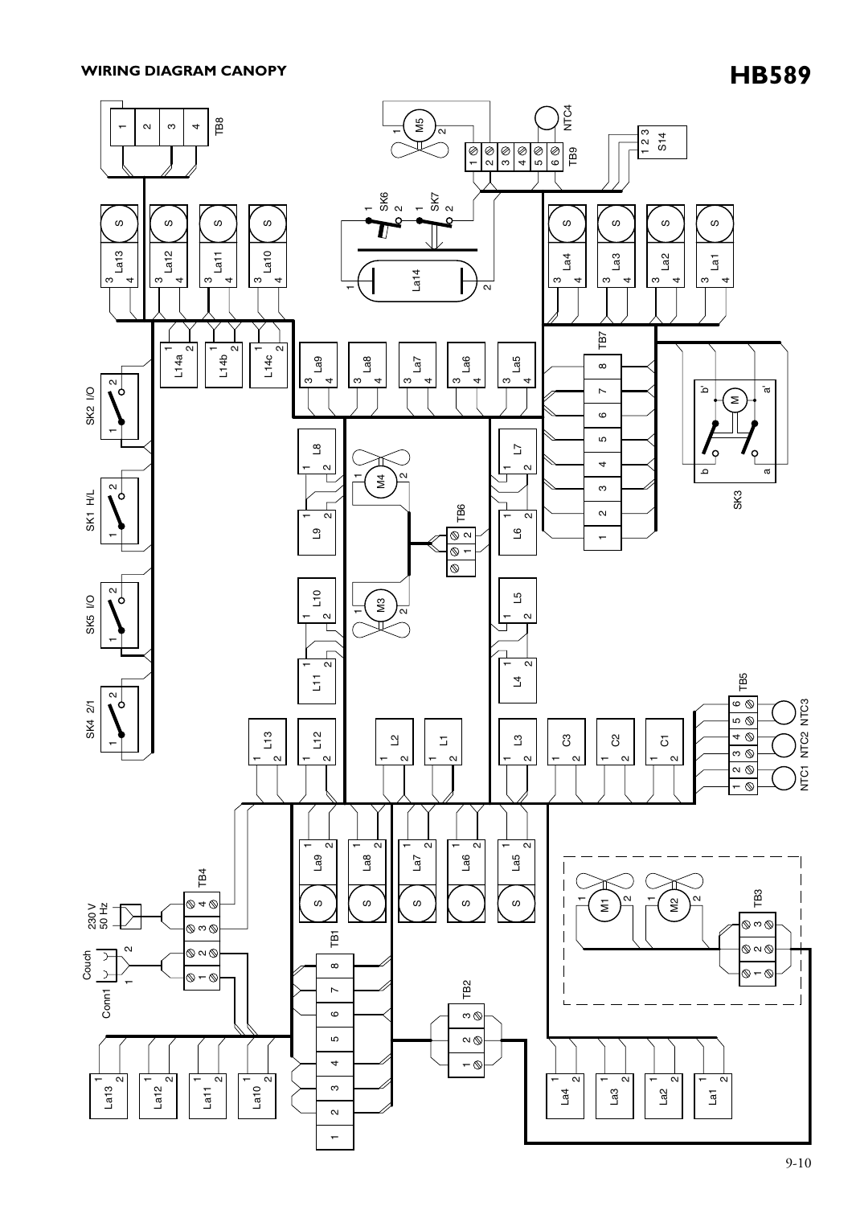# WIRING DIAGRAM CANOPY

# HB589

SK2 I/O

SK1 H/L

SK5 I/O

SK4 2/1

TB8

La13 La12 La11 La10

L14a L14b L14c

La9 La8 La7 La6 La5

SK6 SK7

La14

M5

NTC4

TB9

S14

La4 La3 La2 La1

TB7

SK3

L8 L9 L10 L11

M4 M3

TB6

L7 L6 L5 L4

TB5

NTC1 NTC2 NTC3

L13 L12 L2 L1 L3 C3 C2 C1

TB4

230 V 50 Hz

Couch

Conn1

La9 La8 La7 La6 La5

TB1

TB2

M1 M2

TB3

La13 La12 La11 La10

La4 La3 La2 La1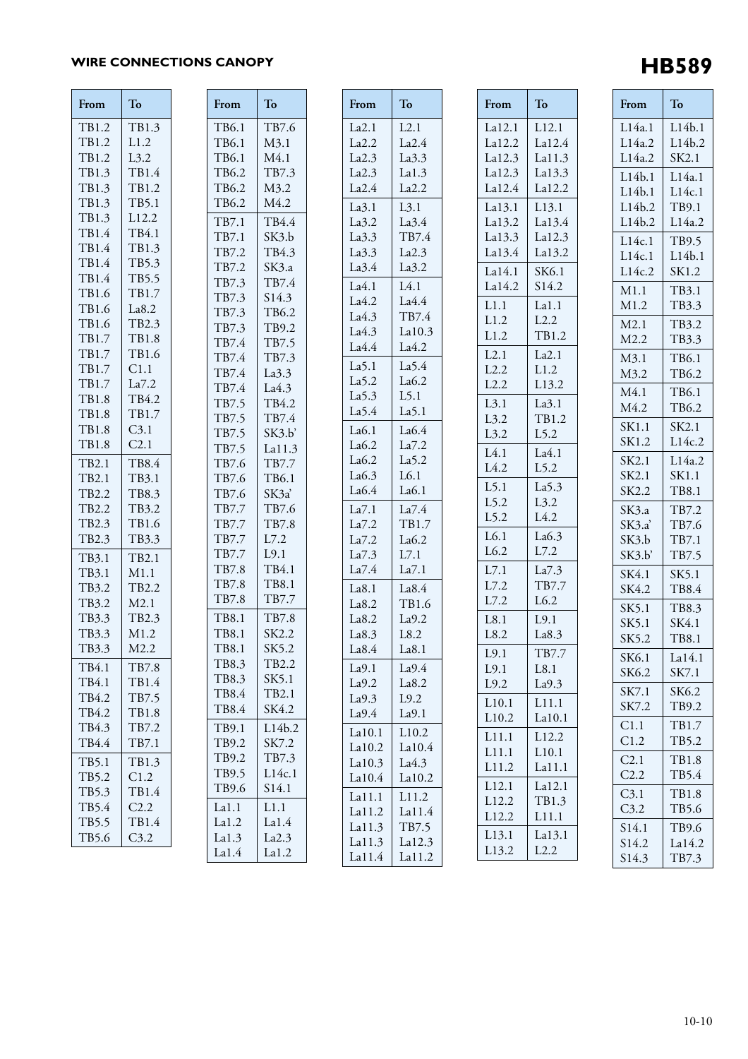## WIRE CONNECTIONS CANOPY

# HB589

| From | To |
|---|---|
| TB1.2 | TB1.3 |
| TB1.2 | L1.2 |
| TB1.2 | L3.2 |
| TB1.3 | TB1.4 |
| TB1.3 | TB1.2 |
| TB1.3 | TB5.1 |
| TB1.3 | L12.2 |
| TB1.4 | TB4.1 |
| TB1.4 | TB1.3 |
| TB1.4 | TB5.3 |
| TB1.4 | TB5.5 |
| TB1.6 | TB1.7 |
| TB1.6 | La8.2 |
| TB1.6 | TB2.3 |
| TB1.6 | TB1.8 |
| TB1.7 | TB1.6 |
| TB1.7 | C1.1 |
| TB1.7 | La7.2 |
| TB1.8 | TB4.2 |
| TB1.8 | TB1.7 |
| TB1.8 | C3.1 |
| TB1.8 | C2.1 |
| TB2.1 | TB8.4 |
| TB2.1 | TB3.1 |
| TB2.2 | TB8.3 |
| TB2.2 | TB3.2 |
| TB2.3 | TB1.6 |
| TB2.3 | TB3.3 |
| TB3.1 | TB2.1 |
| TB3.1 | M1.1 |
| TB3.2 | TB2.2 |
| TB3.2 | M2.1 |
| TB3.3 | TB2.3 |
| TB3.3 | M1.2 |
| TB3.3 | M2.2 |
| TB4.1 | TB7.8 |
| TB4.1 | TB1.4 |
| TB4.2 | TB7.5 |
| TB4.2 | TB1.8 |
| TB4.3 | TB7.2 |
| TB4.4 | TB7.1 |
| TB5.1 | TB1.3 |
| TB5.2 | C1.2 |
| TB5.3 | TB1.4 |
| TB5.4 | C2.2 |
| TB5.5 | TB1.4 |
| TB5.6 | C3.2 |

| From | To |
|---|---|
| TB6.1 | TB7.6 |
| TB6.1 | M3.1 |
| TB6.1 | M4.1 |
| TB6.2 | TB7.3 |
| TB6.2 | M3.2 |
| TB6.2 | M4.2 |
| TB7.1 | TB4.4 |
| TB7.1 | SK3.b |
| TB7.2 | TB4.3 |
| TB7.2 | SK3.a |
| TB7.3 | TB7.4 |
| TB7.3 | S14.3 |
| TB7.3 | TB6.2 |
| TB7.3 | TB9.2 |
| TB7.4 | TB7.5 |
| TB7.4 | TB7.3 |
| TB7.4 | La3.3 |
| TB7.4 | La4.3 |
| TB7.5 | TB4.2 |
| TB7.5 | TB7.4 |
| TB7.5 | SK3.b' |
| TB7.5 | La11.3 |
| TB7.6 | TB7.7 |
| TB7.6 | TB6.1 |
| TB7.6 | SK3a' |
| TB7.7 | TB7.6 |
| TB7.7 | TB7.8 |
| TB7.7 | L7.2 |
| TB7.7 | L9.1 |
| TB7.8 | TB4.1 |
| TB7.8 | TB8.1 |
| TB7.8 | TB7.7 |
| TB8.1 | TB7.8 |
| TB8.1 | SK2.2 |
| TB8.1 | SK5.2 |
| TB8.3 | TB2.2 |
| TB8.3 | SK5.1 |
| TB8.4 | TB2.1 |
| TB8.4 | SK4.2 |
| TB9.1 | L14b.2 |
| TB9.2 | SK7.2 |
| TB9.2 | TB7.3 |
| TB9.5 | L14c.1 |
| TB9.6 | S14.1 |
| La1.1 | L1.1 |
| La1.2 | La1.4 |
| La1.3 | La2.3 |
| La1.4 | La1.2 |

| From | To |
|---|---|
| La2.1 | L2.1 |
| La2.2 | La2.4 |
| La2.3 | La3.3 |
| La2.3 | La1.3 |
| La2.4 | La2.2 |
| La3.1 | L3.1 |
| La3.2 | La3.4 |
| La3.3 | TB7.4 |
| La3.3 | La2.3 |
| La3.4 | La3.2 |
| La4.1 | L4.1 |
| La4.2 | La4.4 |
| La4.3 | TB7.4 |
| La4.3 | La10.3 |
| La4.4 | La4.2 |
| La5.1 | La5.4 |
| La5.2 | La6.2 |
| La5.3 | L5.1 |
| La5.4 | La5.1 |
| La6.1 | La6.4 |
| La6.2 | La7.2 |
| La6.2 | La5.2 |
| La6.3 | L6.1 |
| La6.4 | La6.1 |
| La7.1 | La7.4 |
| La7.2 | TB1.7 |
| La7.2 | La6.2 |
| La7.3 | L7.1 |
| La7.4 | La7.1 |
| La8.1 | La8.4 |
| La8.2 | TB1.6 |
| La8.2 | La9.2 |
| La8.3 | L8.2 |
| La8.4 | La8.1 |
| La9.1 | La9.4 |
| La9.2 | La8.2 |
| La9.3 | L9.2 |
| La9.4 | La9.1 |
| La10.1 | L10.2 |
| La10.2 | La10.4 |
| La10.3 | La4.3 |
| La10.4 | La10.2 |
| La11.1 | L11.2 |
| La11.2 | La11.4 |
| La11.3 | TB7.5 |
| La11.3 | La12.3 |
| La11.4 | La11.2 |

| From | To |
|---|---|
| La12.1 | L12.1 |
| La12.2 | La12.4 |
| La12.3 | La11.3 |
| La12.3 | La13.3 |
| La12.4 | La12.2 |
| La13.1 | L13.1 |
| La13.2 | La13.4 |
| La13.3 | La12.3 |
| La13.4 | La13.2 |
| La14.1 | SK6.1 |
| La14.2 | S14.2 |
| L1.1 | La1.1 |
| L1.2 | L2.2 |
| L1.2 | TB1.2 |
| L2.1 | La2.1 |
| L2.2 | L1.2 |
| L2.2 | L13.2 |
| L3.1 | La3.1 |
| L3.2 | TB1.2 |
| L3.2 | L5.2 |
| L4.1 | La4.1 |
| L4.2 | L5.2 |
| L5.1 | La5.3 |
| L5.2 | L3.2 |
| L5.2 | L4.2 |
| L6.1 | La6.3 |
| L6.2 | L7.2 |
| L7.1 | La7.3 |
| L7.2 | TB7.7 |
| L7.2 | L6.2 |
| L8.1 | L9.1 |
| L8.2 | La8.3 |
| L9.1 | TB7.7 |
| L9.1 | L8.1 |
| L9.2 | La9.3 |
| L10.1 | L11.1 |
| L10.2 | La10.1 |
| L11.1 | L12.2 |
| L11.1 | L10.1 |
| L11.2 | La11.1 |
| L12.1 | La12.1 |
| L12.2 | TB1.3 |
| L12.2 | L11.1 |
| L13.1 | La13.1 |
| L13.2 | L2.2 |

| From | To |
|---|---|
| L14a.1 | L14b.1 |
| L14a.2 | L14b.2 |
| L14a.2 | SK2.1 |
| L14b.1 | L14a.1 |
| L14b.1 | L14c.1 |
| L14b.2 | TB9.1 |
| L14b.2 | L14a.2 |
| L14c.1 | TB9.5 |
| L14c.1 | L14b.1 |
| L14c.2 | SK1.2 |
| M1.1 | TB3.1 |
| M1.2 | TB3.3 |
| M2.1 | TB3.2 |
| M2.2 | TB3.3 |
| M3.1 | TB6.1 |
| M3.2 | TB6.2 |
| M4.1 | TB6.1 |
| M4.2 | TB6.2 |
| SK1.1 | SK2.1 |
| SK1.2 | L14c.2 |
| SK2.1 | L14a.2 |
| SK2.1 | SK1.1 |
| SK2.2 | TB8.1 |
| SK3.a | TB7.2 |
| SK3.a' | TB7.6 |
| SK3.b | TB7.1 |
| SK3.b' | TB7.5 |
| SK4.1 | SK5.1 |
| SK4.2 | TB8.4 |
| SK5.1 | TB8.3 |
| SK5.1 | SK4.1 |
| SK5.2 | TB8.1 |
| SK6.1 | La14.1 |
| SK6.2 | SK7.1 |
| SK7.1 | SK6.2 |
| SK7.2 | TB9.2 |
| C1.1 | TB1.7 |
| C1.2 | TB5.2 |
| C2.1 | TB1.8 |
| C2.2 | TB5.4 |
| C3.1 | TB1.8 |
| C3.2 | TB5.6 |
| S14.1 | TB9.6 |
| S14.2 | La14.2 |
| S14.3 | TB7.3 |